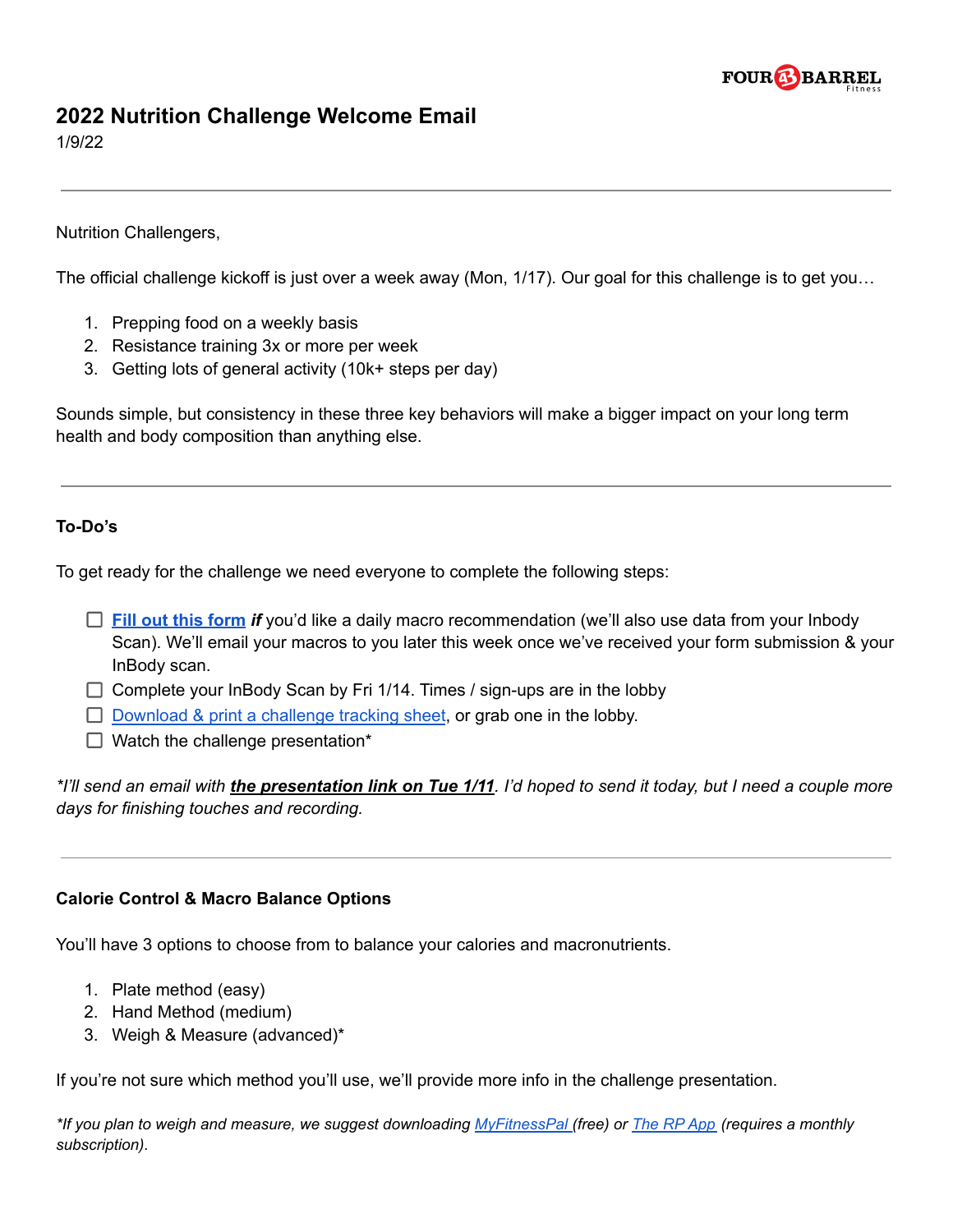# 2022 Nutrition Challenge Welcome Email

1/9/22

---

Nutrition Challengers,

The official challenge kickoff is just over a week away (Mon, 1/17). Our goal for this challenge is to get you…

1. Prepping food on a weekly basis
2. Resistance training 3x or more per week
3. Getting lots of general activity (10k+ steps per day)

Sounds simple, but consistency in these three key behaviors will make a bigger impact on your long term health and body composition than anything else.

---

**To-Do's**

To get ready for the challenge we need everyone to complete the following steps:

- [ ] **Fill out this form** ***if*** you'd like a daily macro recommendation (we'll also use data from your Inbody Scan). We'll email your macros to you later this week once we've received your form submission & your InBody scan.
- [ ] Complete your InBody Scan by Fri 1/14. Times / sign-ups are in the lobby
- [ ] Download & print a challenge tracking sheet, or grab one in the lobby.
- [ ] Watch the challenge presentation*

**I'll send an email with* ***the presentation link on Tue 1/11****. I'd hoped to send it today, but I need a couple more days for finishing touches and recording.*

---

**Calorie Control & Macro Balance Options**

You'll have 3 options to choose from to balance your calories and macronutrients.

1. Plate method (easy)
2. Hand Method (medium)
3. Weigh & Measure (advanced)*

If you're not sure which method you'll use, we'll provide more info in the challenge presentation.

**If you plan to weigh and measure, we suggest downloading MyFitnessPal (free) or The RP App (requires a monthly subscription).*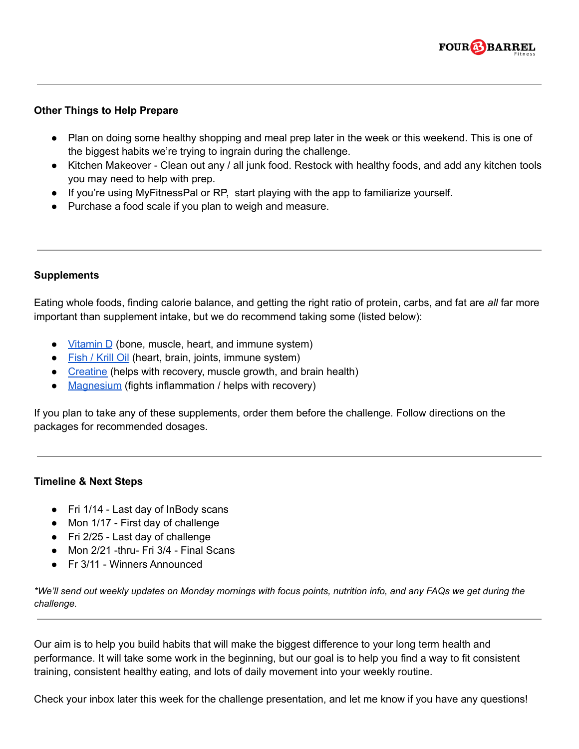**Other Things to Help Prepare**

- Plan on doing some healthy shopping and meal prep later in the week or this weekend. This is one of the biggest habits we're trying to ingrain during the challenge.
- Kitchen Makeover - Clean out any / all junk food. Restock with healthy foods, and add any kitchen tools you may need to help with prep.
- If you're using MyFitnessPal or RP,  start playing with the app to familiarize yourself.
- Purchase a food scale if you plan to weigh and measure.

---

**Supplements**

Eating whole foods, finding calorie balance, and getting the right ratio of protein, carbs, and fat are *all* far more important than supplement intake, but we do recommend taking some (listed below):

- Vitamin D (bone, muscle, heart, and immune system)
- Fish / Krill Oil (heart, brain, joints, immune system)
- Creatine (helps with recovery, muscle growth, and brain health)
- Magnesium (fights inflammation / helps with recovery)

If you plan to take any of these supplements, order them before the challenge. Follow directions on the packages for recommended dosages.

---

**Timeline & Next Steps**

- Fri 1/14 - Last day of InBody scans
- Mon 1/17 - First day of challenge
- Fri 2/25 - Last day of challenge
- Mon 2/21 -thru- Fri 3/4 - Final Scans
- Fr 3/11 - Winners Announced

*\*We'll send out weekly updates on Monday mornings with focus points, nutrition info, and any FAQs we get during the challenge.*

---

Our aim is to help you build habits that will make the biggest difference to your long term health and performance. It will take some work in the beginning, but our goal is to help you find a way to fit consistent training, consistent healthy eating, and lots of daily movement into your weekly routine.

Check your inbox later this week for the challenge presentation, and let me know if you have any questions!